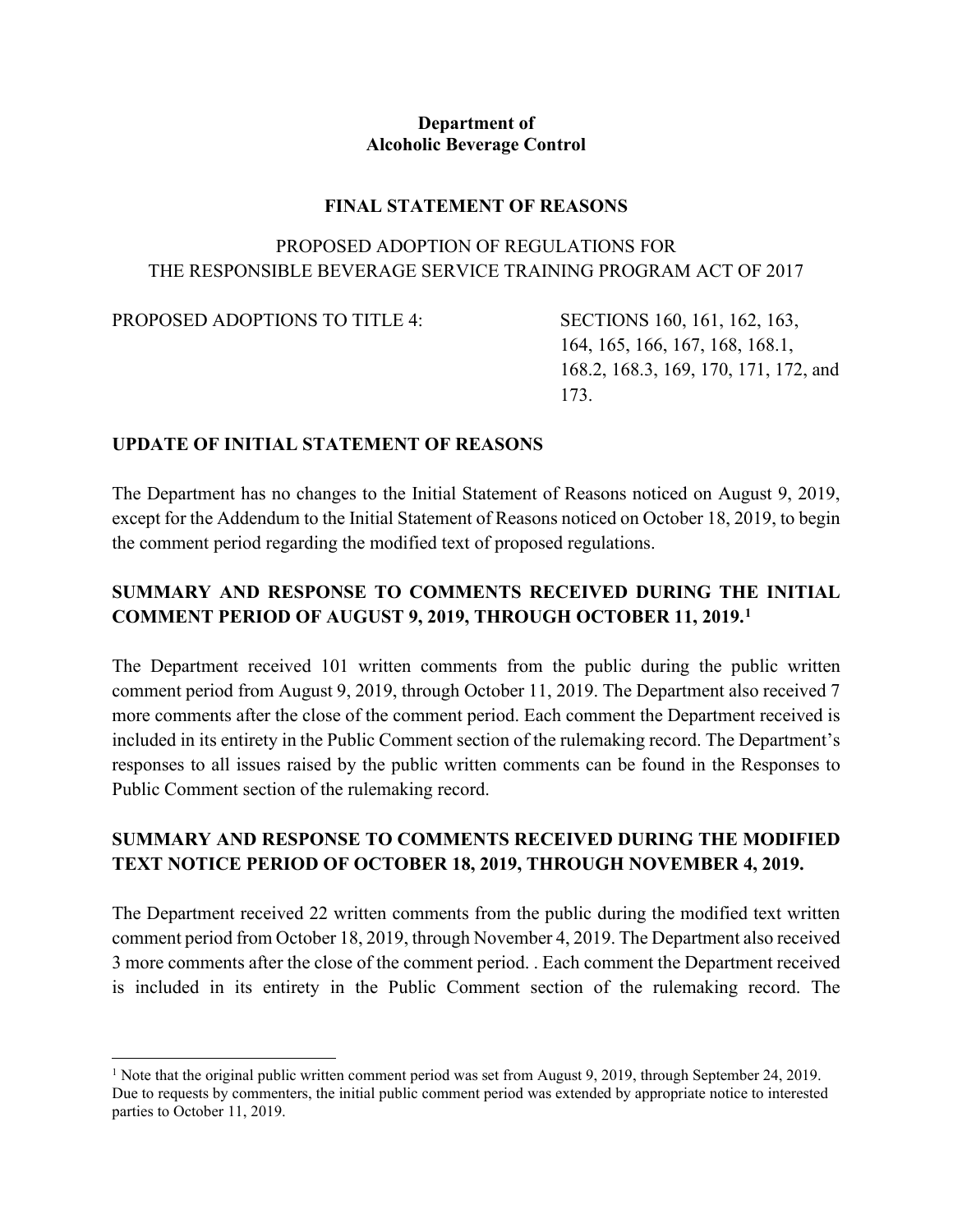**Department of**
**Alcoholic Beverage Control**

# FINAL STATEMENT OF REASONS

PROPOSED ADOPTION OF REGULATIONS FOR
THE RESPONSIBLE BEVERAGE SERVICE TRAINING PROGRAM ACT OF 2017

PROPOSED ADOPTIONS TO TITLE 4: SECTIONS 160, 161, 162, 163, 164, 165, 166, 167, 168, 168.1, 168.2, 168.3, 169, 170, 171, 172, and 173.

## UPDATE OF INITIAL STATEMENT OF REASONS

The Department has no changes to the Initial Statement of Reasons noticed on August 9, 2019, except for the Addendum to the Initial Statement of Reasons noticed on October 18, 2019, to begin the comment period regarding the modified text of proposed regulations.

## SUMMARY AND RESPONSE TO COMMENTS RECEIVED DURING THE INITIAL COMMENT PERIOD OF AUGUST 9, 2019, THROUGH OCTOBER 11, 2019.[1]

The Department received 101 written comments from the public during the public written comment period from August 9, 2019, through October 11, 2019. The Department also received 7 more comments after the close of the comment period. Each comment the Department received is included in its entirety in the Public Comment section of the rulemaking record. The Department's responses to all issues raised by the public written comments can be found in the Responses to Public Comment section of the rulemaking record.

## SUMMARY AND RESPONSE TO COMMENTS RECEIVED DURING THE MODIFIED TEXT NOTICE PERIOD OF OCTOBER 18, 2019, THROUGH NOVEMBER 4, 2019.

The Department received 22 written comments from the public during the modified text written comment period from October 18, 2019, through November 4, 2019. The Department also received 3 more comments after the close of the comment period. . Each comment the Department received is included in its entirety in the Public Comment section of the rulemaking record. The

[1] Note that the original public written comment period was set from August 9, 2019, through September 24, 2019. Due to requests by commenters, the initial public comment period was extended by appropriate notice to interested parties to October 11, 2019.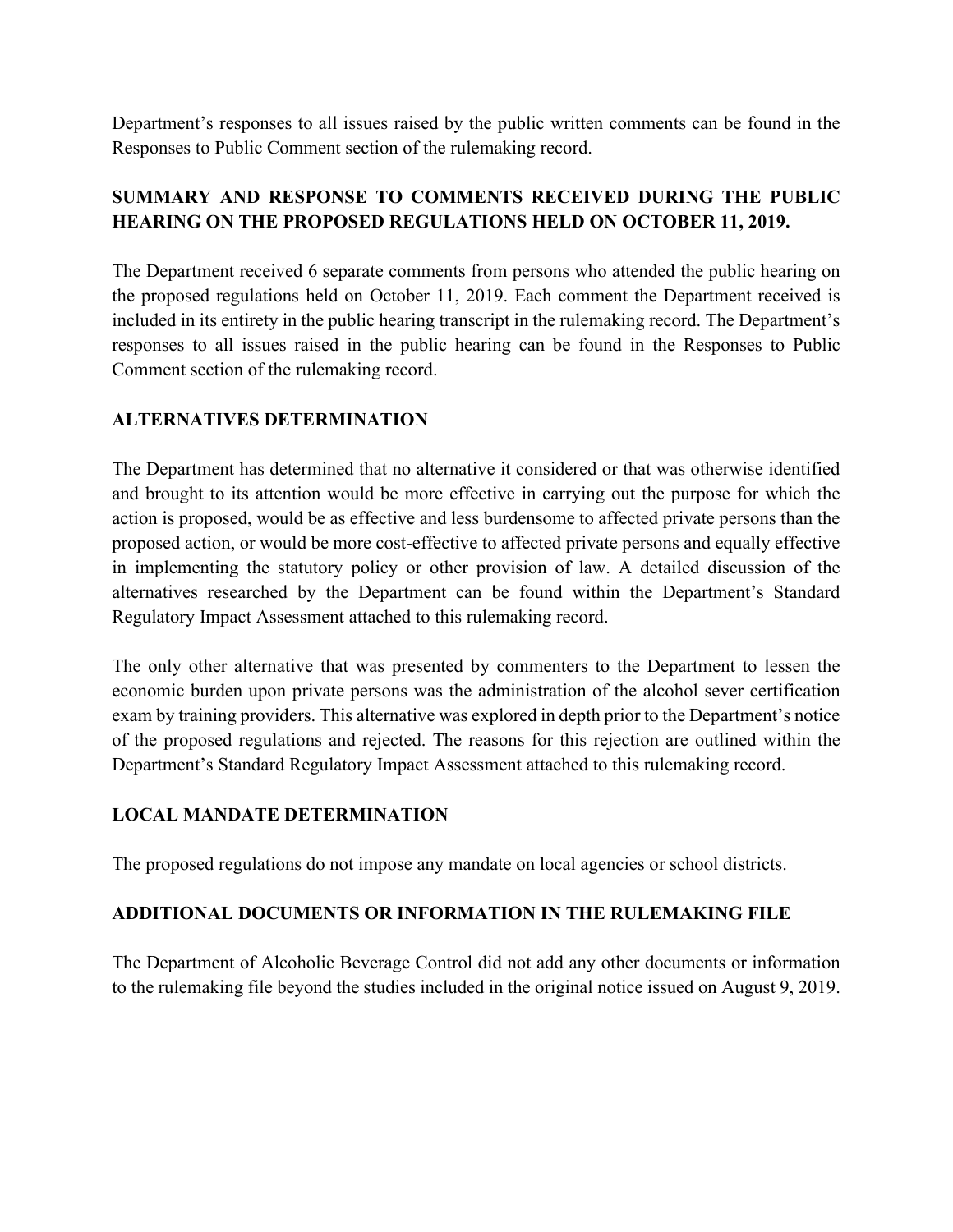Department's responses to all issues raised by the public written comments can be found in the Responses to Public Comment section of the rulemaking record.

## SUMMARY AND RESPONSE TO COMMENTS RECEIVED DURING THE PUBLIC HEARING ON THE PROPOSED REGULATIONS HELD ON OCTOBER 11, 2019.

The Department received 6 separate comments from persons who attended the public hearing on the proposed regulations held on October 11, 2019. Each comment the Department received is included in its entirety in the public hearing transcript in the rulemaking record. The Department's responses to all issues raised in the public hearing can be found in the Responses to Public Comment section of the rulemaking record.

## ALTERNATIVES DETERMINATION

The Department has determined that no alternative it considered or that was otherwise identified and brought to its attention would be more effective in carrying out the purpose for which the action is proposed, would be as effective and less burdensome to affected private persons than the proposed action, or would be more cost-effective to affected private persons and equally effective in implementing the statutory policy or other provision of law. A detailed discussion of the alternatives researched by the Department can be found within the Department's Standard Regulatory Impact Assessment attached to this rulemaking record.

The only other alternative that was presented by commenters to the Department to lessen the economic burden upon private persons was the administration of the alcohol sever certification exam by training providers. This alternative was explored in depth prior to the Department's notice of the proposed regulations and rejected. The reasons for this rejection are outlined within the Department's Standard Regulatory Impact Assessment attached to this rulemaking record.

## LOCAL MANDATE DETERMINATION

The proposed regulations do not impose any mandate on local agencies or school districts.

## ADDITIONAL DOCUMENTS OR INFORMATION IN THE RULEMAKING FILE

The Department of Alcoholic Beverage Control did not add any other documents or information to the rulemaking file beyond the studies included in the original notice issued on August 9, 2019.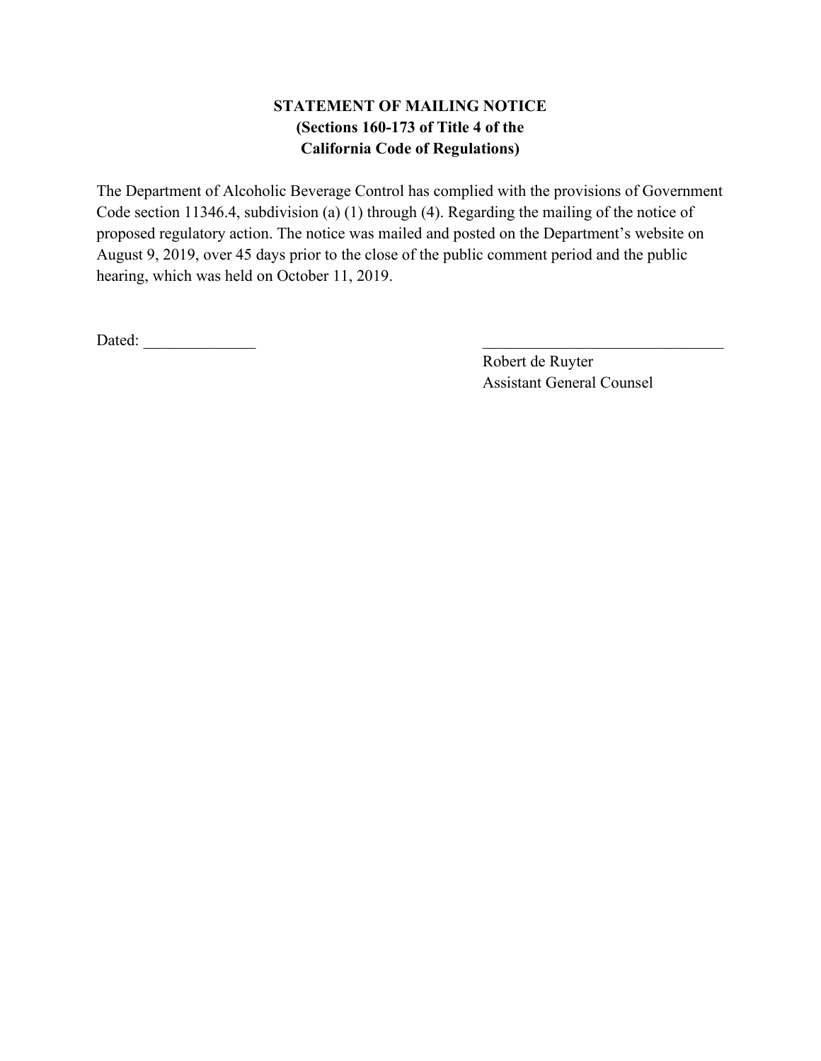**STATEMENT OF MAILING NOTICE**
**(Sections 160-173 of Title 4 of the**
**California Code of Regulations)**

The Department of Alcoholic Beverage Control has complied with the provisions of Government Code section 11346.4, subdivision (a) (1) through (4). Regarding the mailing of the notice of proposed regulatory action. The notice was mailed and posted on the Department's website on August 9, 2019, over 45 days prior to the close of the public comment period and the public hearing, which was held on October 11, 2019.

Dated: ______________

_______________________________
Robert de Ruyter
Assistant General Counsel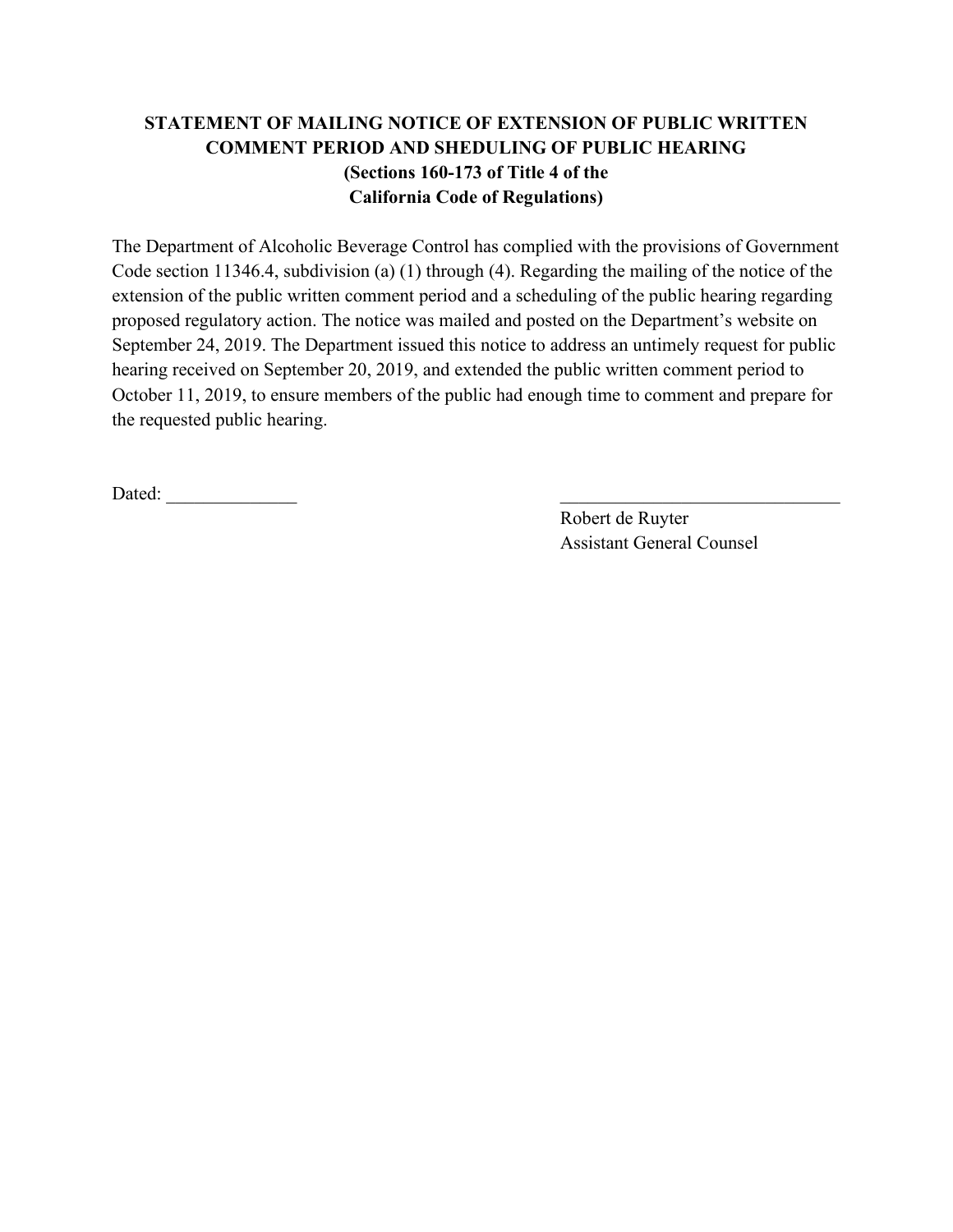**STATEMENT OF MAILING NOTICE OF EXTENSION OF PUBLIC WRITTEN COMMENT PERIOD AND SHEDULING OF PUBLIC HEARING (Sections 160-173 of Title 4 of the California Code of Regulations)**

The Department of Alcoholic Beverage Control has complied with the provisions of Government Code section 11346.4, subdivision (a) (1) through (4). Regarding the mailing of the notice of the extension of the public written comment period and a scheduling of the public hearing regarding proposed regulatory action. The notice was mailed and posted on the Department's website on September 24, 2019. The Department issued this notice to address an untimely request for public hearing received on September 20, 2019, and extended the public written comment period to October 11, 2019, to ensure members of the public had enough time to comment and prepare for the requested public hearing.

Dated: ______________

______________________________
Robert de Ruyter
Assistant General Counsel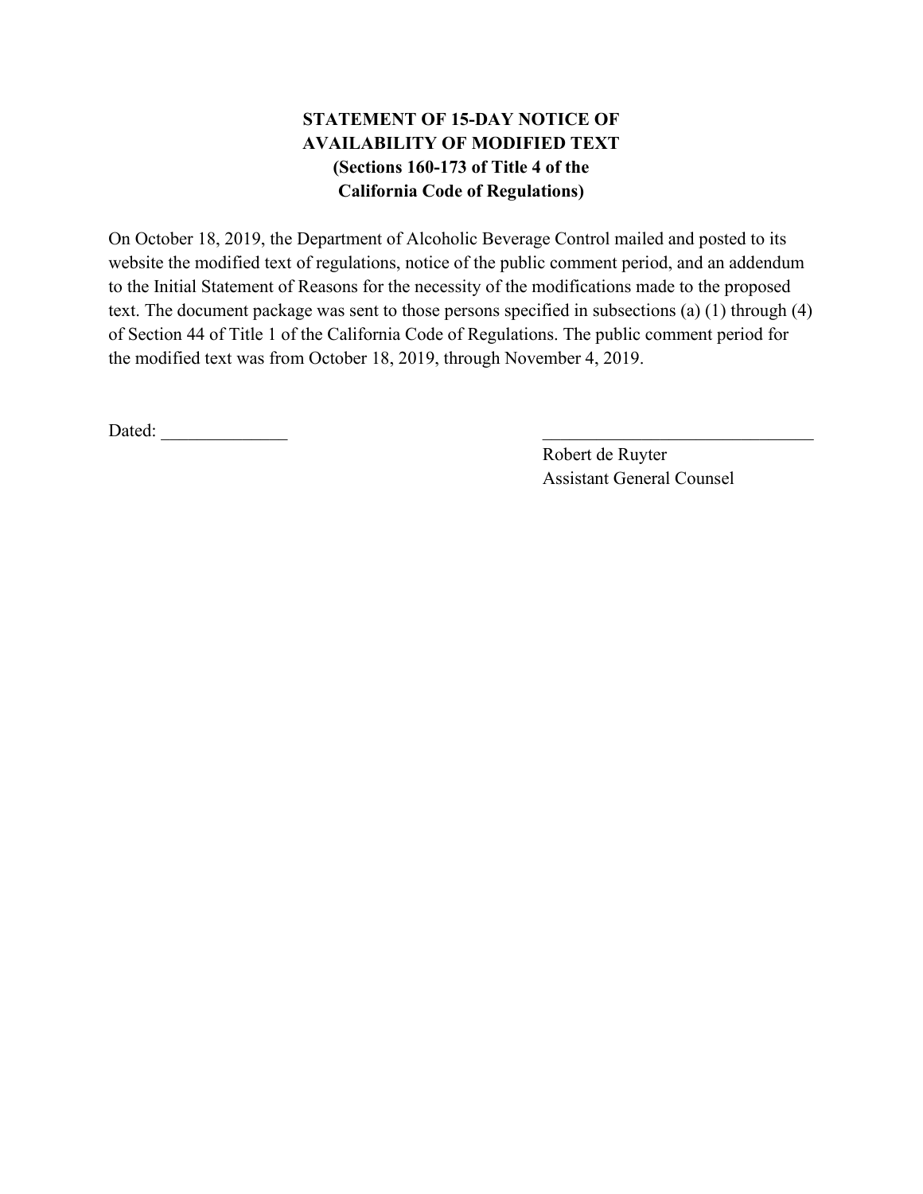**STATEMENT OF 15-DAY NOTICE OF AVAILABILITY OF MODIFIED TEXT (Sections 160-173 of Title 4 of the California Code of Regulations)**

On October 18, 2019, the Department of Alcoholic Beverage Control mailed and posted to its website the modified text of regulations, notice of the public comment period, and an addendum to the Initial Statement of Reasons for the necessity of the modifications made to the proposed text. The document package was sent to those persons specified in subsections (a) (1) through (4) of Section 44 of Title 1 of the California Code of Regulations. The public comment period for the modified text was from October 18, 2019, through November 4, 2019.

Dated: ______________

_______________________________
Robert de Ruyter
Assistant General Counsel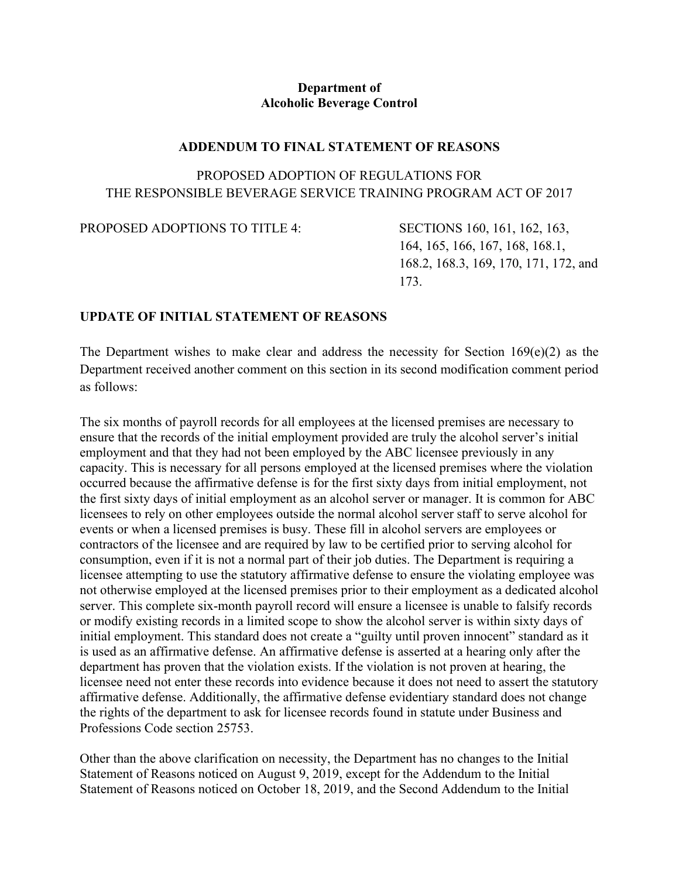**Department of**
**Alcoholic Beverage Control**

## ADDENDUM TO FINAL STATEMENT OF REASONS

PROPOSED ADOPTION OF REGULATIONS FOR
THE RESPONSIBLE BEVERAGE SERVICE TRAINING PROGRAM ACT OF 2017

PROPOSED ADOPTIONS TO TITLE 4: SECTIONS 160, 161, 162, 163, 164, 165, 166, 167, 168, 168.1, 168.2, 168.3, 169, 170, 171, 172, and 173.

### UPDATE OF INITIAL STATEMENT OF REASONS

The Department wishes to make clear and address the necessity for Section 169(e)(2) as the Department received another comment on this section in its second modification comment period as follows:

The six months of payroll records for all employees at the licensed premises are necessary to ensure that the records of the initial employment provided are truly the alcohol server's initial employment and that they had not been employed by the ABC licensee previously in any capacity. This is necessary for all persons employed at the licensed premises where the violation occurred because the affirmative defense is for the first sixty days from initial employment, not the first sixty days of initial employment as an alcohol server or manager. It is common for ABC licensees to rely on other employees outside the normal alcohol server staff to serve alcohol for events or when a licensed premises is busy. These fill in alcohol servers are employees or contractors of the licensee and are required by law to be certified prior to serving alcohol for consumption, even if it is not a normal part of their job duties. The Department is requiring a licensee attempting to use the statutory affirmative defense to ensure the violating employee was not otherwise employed at the licensed premises prior to their employment as a dedicated alcohol server. This complete six-month payroll record will ensure a licensee is unable to falsify records or modify existing records in a limited scope to show the alcohol server is within sixty days of initial employment. This standard does not create a "guilty until proven innocent" standard as it is used as an affirmative defense. An affirmative defense is asserted at a hearing only after the department has proven that the violation exists. If the violation is not proven at hearing, the licensee need not enter these records into evidence because it does not need to assert the statutory affirmative defense. Additionally, the affirmative defense evidentiary standard does not change the rights of the department to ask for licensee records found in statute under Business and Professions Code section 25753.

Other than the above clarification on necessity, the Department has no changes to the Initial Statement of Reasons noticed on August 9, 2019, except for the Addendum to the Initial Statement of Reasons noticed on October 18, 2019, and the Second Addendum to the Initial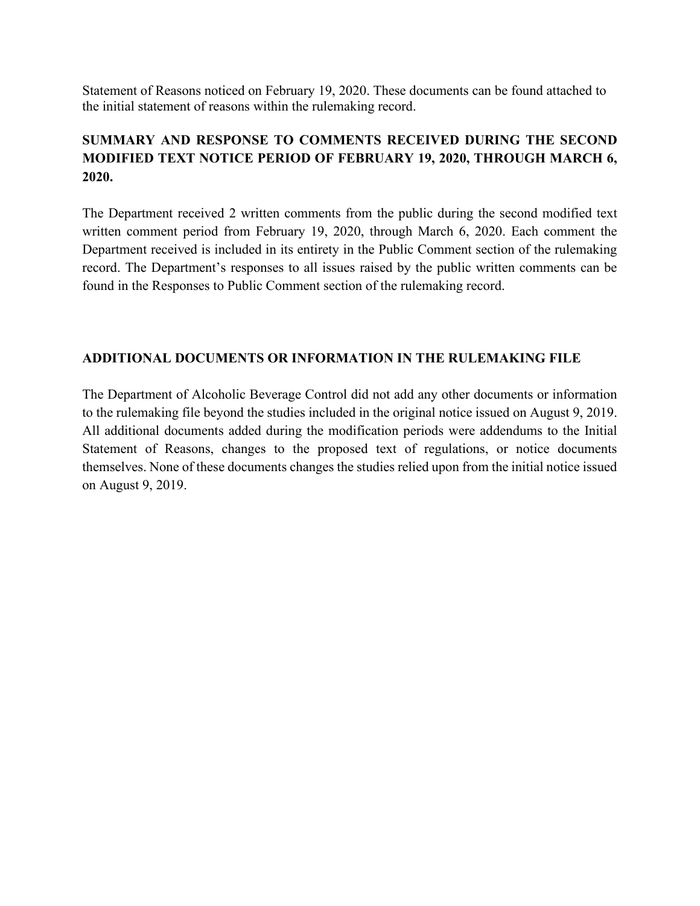Statement of Reasons noticed on February 19, 2020. These documents can be found attached to the initial statement of reasons within the rulemaking record.

## SUMMARY AND RESPONSE TO COMMENTS RECEIVED DURING THE SECOND MODIFIED TEXT NOTICE PERIOD OF FEBRUARY 19, 2020, THROUGH MARCH 6, 2020.

The Department received 2 written comments from the public during the second modified text written comment period from February 19, 2020, through March 6, 2020. Each comment the Department received is included in its entirety in the Public Comment section of the rulemaking record. The Department's responses to all issues raised by the public written comments can be found in the Responses to Public Comment section of the rulemaking record.

## ADDITIONAL DOCUMENTS OR INFORMATION IN THE RULEMAKING FILE

The Department of Alcoholic Beverage Control did not add any other documents or information to the rulemaking file beyond the studies included in the original notice issued on August 9, 2019. All additional documents added during the modification periods were addendums to the Initial Statement of Reasons, changes to the proposed text of regulations, or notice documents themselves. None of these documents changes the studies relied upon from the initial notice issued on August 9, 2019.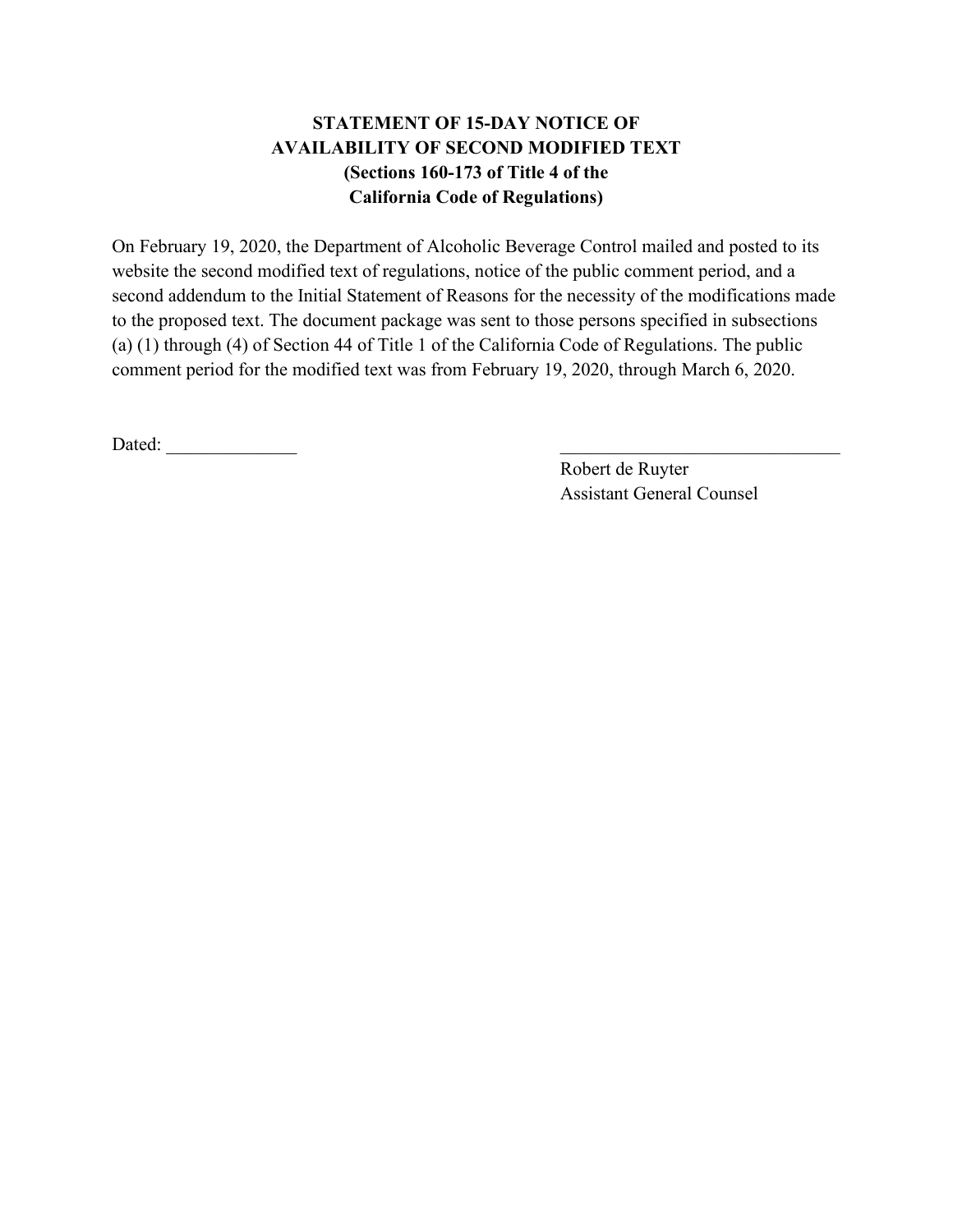**STATEMENT OF 15-DAY NOTICE OF AVAILABILITY OF SECOND MODIFIED TEXT (Sections 160-173 of Title 4 of the California Code of Regulations)**

On February 19, 2020, the Department of Alcoholic Beverage Control mailed and posted to its website the second modified text of regulations, notice of the public comment period, and a second addendum to the Initial Statement of Reasons for the necessity of the modifications made to the proposed text. The document package was sent to those persons specified in subsections (a) (1) through (4) of Section 44 of Title 1 of the California Code of Regulations. The public comment period for the modified text was from February 19, 2020, through March 6, 2020.

Dated: ______________

_______________________________
Robert de Ruyter
Assistant General Counsel